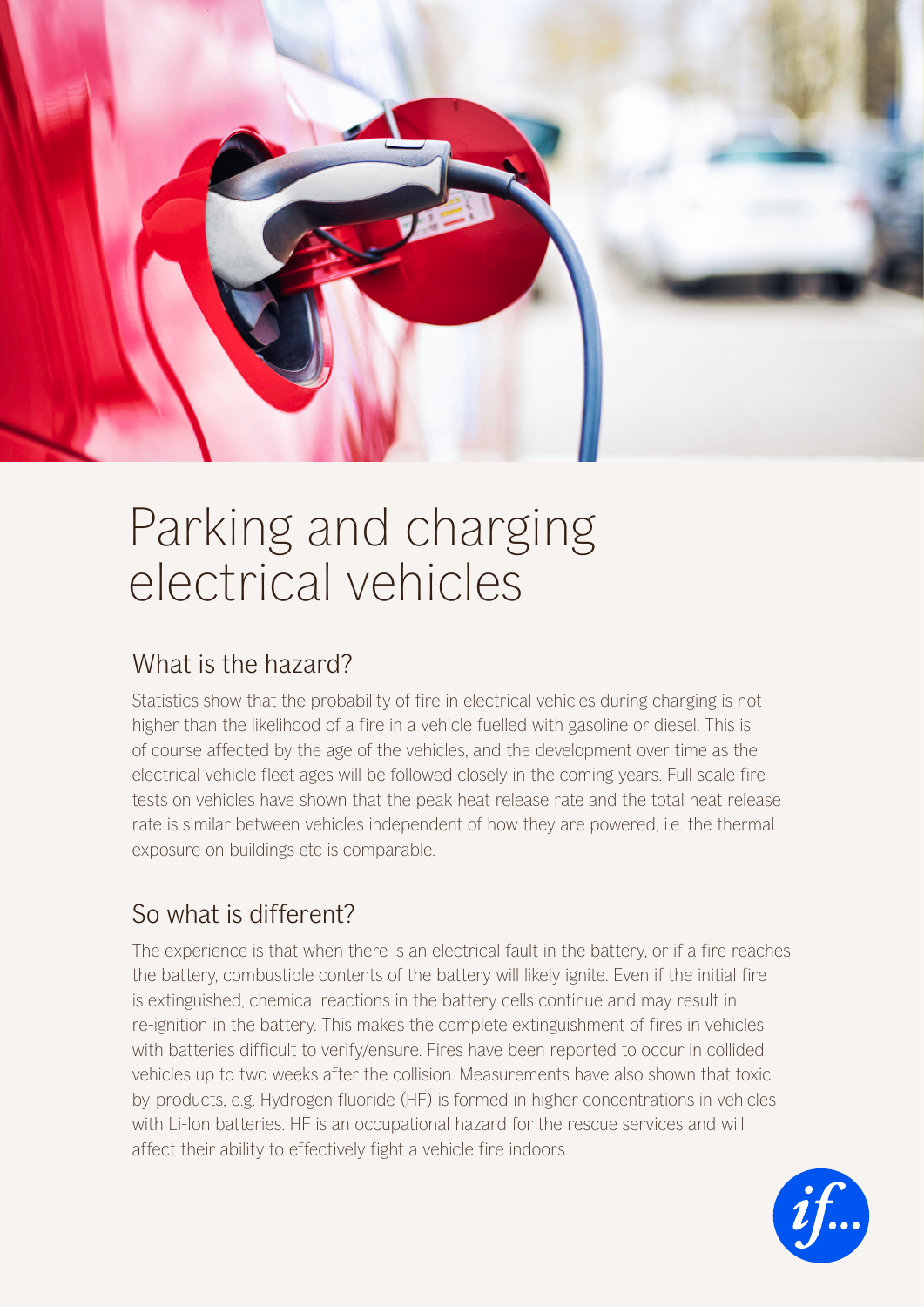# Parking and charging electrical vehicles

## What is the hazard?

Statistics show that the probability of fire in electrical vehicles during charging is not higher than the likelihood of a fire in a vehicle fuelled with gasoline or diesel. This is of course affected by the age of the vehicles, and the development over time as the electrical vehicle fleet ages will be followed closely in the coming years. Full scale fire tests on vehicles have shown that the peak heat release rate and the total heat release rate is similar between vehicles independent of how they are powered, i.e. the thermal exposure on buildings etc is comparable.

## So what is different?

The experience is that when there is an electrical fault in the battery, or if a fire reaches the battery, combustible contents of the battery will likely ignite. Even if the initial fire is extinguished, chemical reactions in the battery cells continue and may result in re-ignition in the battery. This makes the complete extinguishment of fires in vehicles with batteries difficult to verify/ensure. Fires have been reported to occur in collided vehicles up to two weeks after the collision. Measurements have also shown that toxic by-products, e.g. Hydrogen fluoride (HF) is formed in higher concentrations in vehicles with Li-Ion batteries. HF is an occupational hazard for the rescue services and will affect their ability to effectively fight a vehicle fire indoors.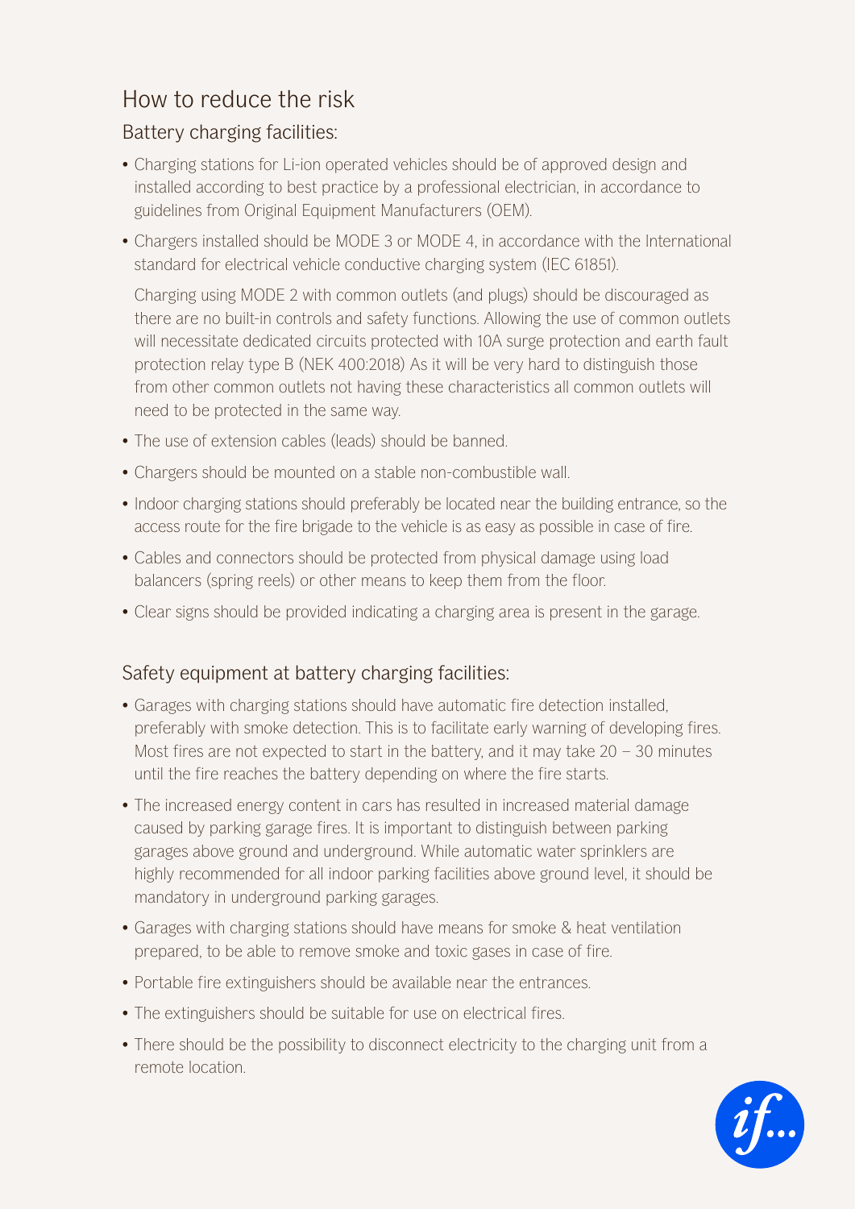## How to reduce the risk

### Battery charging facilities:

- Charging stations for Li-ion operated vehicles should be of approved design and installed according to best practice by a professional electrician, in accordance to guidelines from Original Equipment Manufacturers (OEM).
- Chargers installed should be MODE 3 or MODE 4, in accordance with the International standard for electrical vehicle conductive charging system (IEC 61851).

  Charging using MODE 2 with common outlets (and plugs) should be discouraged as there are no built-in controls and safety functions. Allowing the use of common outlets will necessitate dedicated circuits protected with 10A surge protection and earth fault protection relay type B (NEK 400:2018) As it will be very hard to distinguish those from other common outlets not having these characteristics all common outlets will need to be protected in the same way.
- The use of extension cables (leads) should be banned.
- Chargers should be mounted on a stable non-combustible wall.
- Indoor charging stations should preferably be located near the building entrance, so the access route for the fire brigade to the vehicle is as easy as possible in case of fire.
- Cables and connectors should be protected from physical damage using load balancers (spring reels) or other means to keep them from the floor.
- Clear signs should be provided indicating a charging area is present in the garage.

### Safety equipment at battery charging facilities:

- Garages with charging stations should have automatic fire detection installed, preferably with smoke detection. This is to facilitate early warning of developing fires. Most fires are not expected to start in the battery, and it may take 20 – 30 minutes until the fire reaches the battery depending on where the fire starts.
- The increased energy content in cars has resulted in increased material damage caused by parking garage fires. It is important to distinguish between parking garages above ground and underground. While automatic water sprinklers are highly recommended for all indoor parking facilities above ground level, it should be mandatory in underground parking garages.
- Garages with charging stations should have means for smoke & heat ventilation prepared, to be able to remove smoke and toxic gases in case of fire.
- Portable fire extinguishers should be available near the entrances.
- The extinguishers should be suitable for use on electrical fires.
- There should be the possibility to disconnect electricity to the charging unit from a remote location.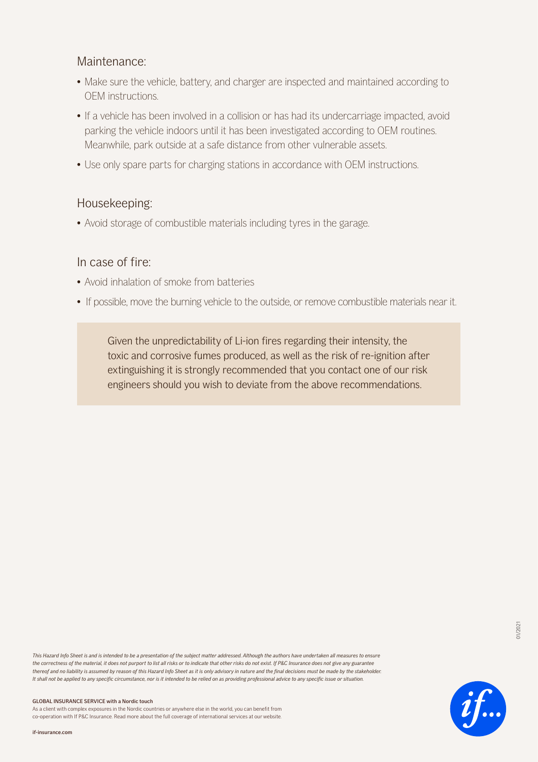## Maintenance:

- Make sure the vehicle, battery, and charger are inspected and maintained according to OEM instructions.
- If a vehicle has been involved in a collision or has had its undercarriage impacted, avoid parking the vehicle indoors until it has been investigated according to OEM routines. Meanwhile, park outside at a safe distance from other vulnerable assets.
- Use only spare parts for charging stations in accordance with OEM instructions.

## Housekeeping:

- Avoid storage of combustible materials including tyres in the garage.

## In case of fire:

- Avoid inhalation of smoke from batteries
- If possible, move the burning vehicle to the outside, or remove combustible materials near it.

Given the unpredictability of Li-ion fires regarding their intensity, the toxic and corrosive fumes produced, as well as the risk of re-ignition after extinguishing it is strongly recommended that you contact one of our risk engineers should you wish to deviate from the above recommendations.

*This Hazard Info Sheet is and is intended to be a presentation of the subject matter addressed. Although the authors have undertaken all measures to ensure the correctness of the material, it does not purport to list all risks or to indicate that other risks do not exist. If P&C Insurance does not give any guarantee thereof and no liability is assumed by reason of this Hazard Info Sheet as it is only advisory in nature and the final decisions must be made by the stakeholder. It shall not be applied to any specific circumstance, nor is it intended to be relied on as providing professional advice to any specific issue or situation.*

**GLOBAL INSURANCE SERVICE with a Nordic touch**

As a client with complex exposures in the Nordic countries or anywhere else in the world, you can benefit from co-operation with If P&C Insurance. Read more about the full coverage of international services at our website.

**if-insurance.com**

01/2021